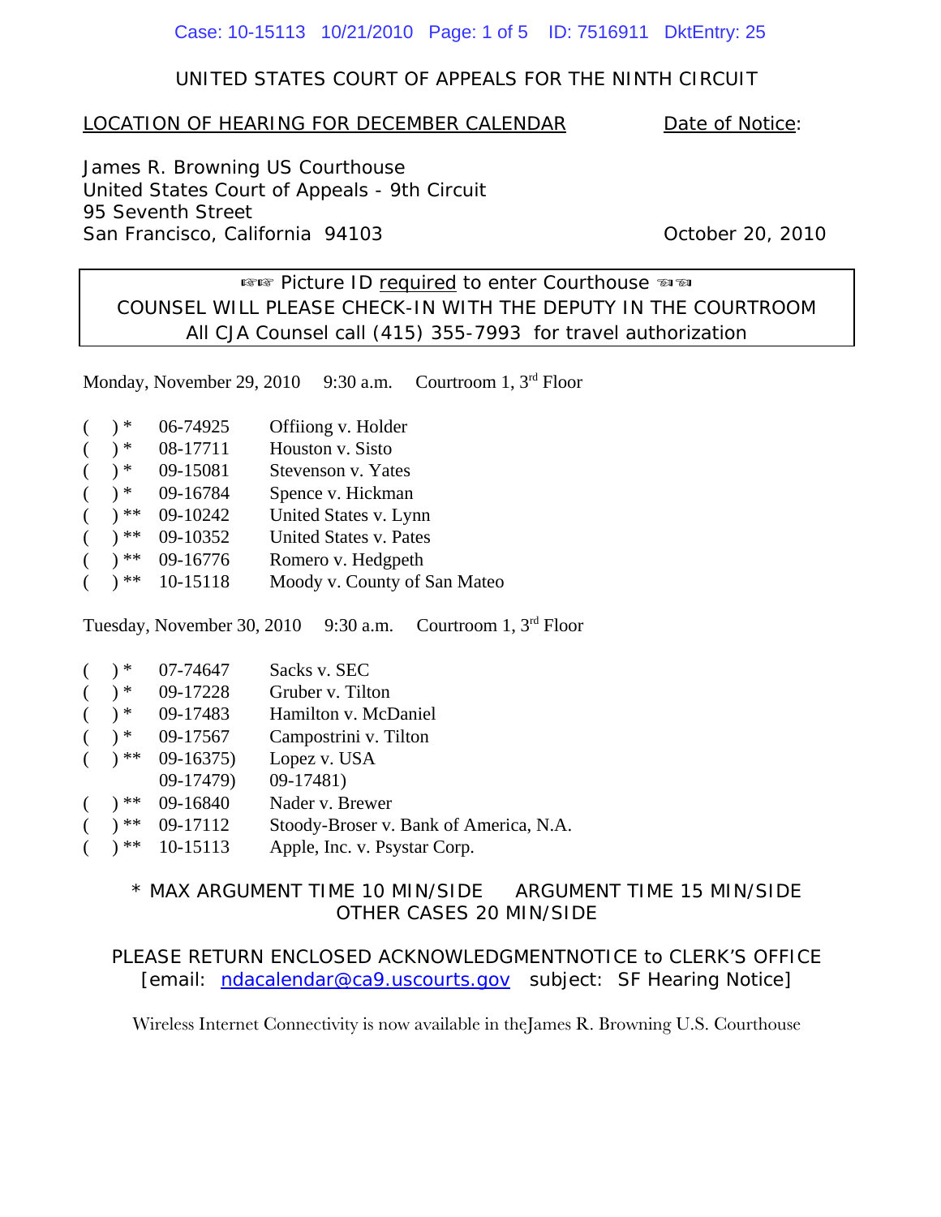UNITED STATES COURT OF APPEALS FOR THE NINTH CIRCUIT

LOCATION OF HEARING FOR DECEMBER CALENDAR

Date of Notice:

James R. Browning US Courthouse
United States Court of Appeals - 9th Circuit
95 Seventh Street
San Francisco, California 94103

October 20, 2010

☞☞ Picture ID required to enter Courthouse ☜☜
COUNSEL WILL PLEASE CHECK-IN WITH THE DEPUTY IN THE COURTROOM
All CJA Counsel call (415) 355-7993 for travel authorization

Monday, November 29, 2010 9:30 a.m. Courtroom 1, 3rd Floor

( ) * 06-74925 Offiiong v. Holder
( ) * 08-17711 Houston v. Sisto
( ) * 09-15081 Stevenson v. Yates
( ) * 09-16784 Spence v. Hickman
( ) ** 09-10242 United States v. Lynn
( ) ** 09-10352 United States v. Pates
( ) ** 09-16776 Romero v. Hedgpeth
( ) ** 10-15118 Moody v. County of San Mateo

Tuesday, November 30, 2010 9:30 a.m. Courtroom 1, 3rd Floor

( ) * 07-74647 Sacks v. SEC
( ) * 09-17228 Gruber v. Tilton
( ) * 09-17483 Hamilton v. McDaniel
( ) * 09-17567 Campostrini v. Tilton
( ) ** 09-16375) Lopez v. USA
09-17479) 09-17481)
( ) ** 09-16840 Nader v. Brewer
( ) ** 09-17112 Stoody-Broser v. Bank of America, N.A.
( ) ** 10-15113 Apple, Inc. v. Psystar Corp.

* MAX ARGUMENT TIME 10 MIN/SIDE ARGUMENT TIME 15 MIN/SIDE
OTHER CASES 20 MIN/SIDE

PLEASE RETURN ENCLOSED ACKNOWLEDGMENTNOTICE to CLERK'S OFFICE
[email: ndacalendar@ca9.uscourts.gov subject: SF Hearing Notice]

Wireless Internet Connectivity is now available in theJames R. Browning U.S. Courthouse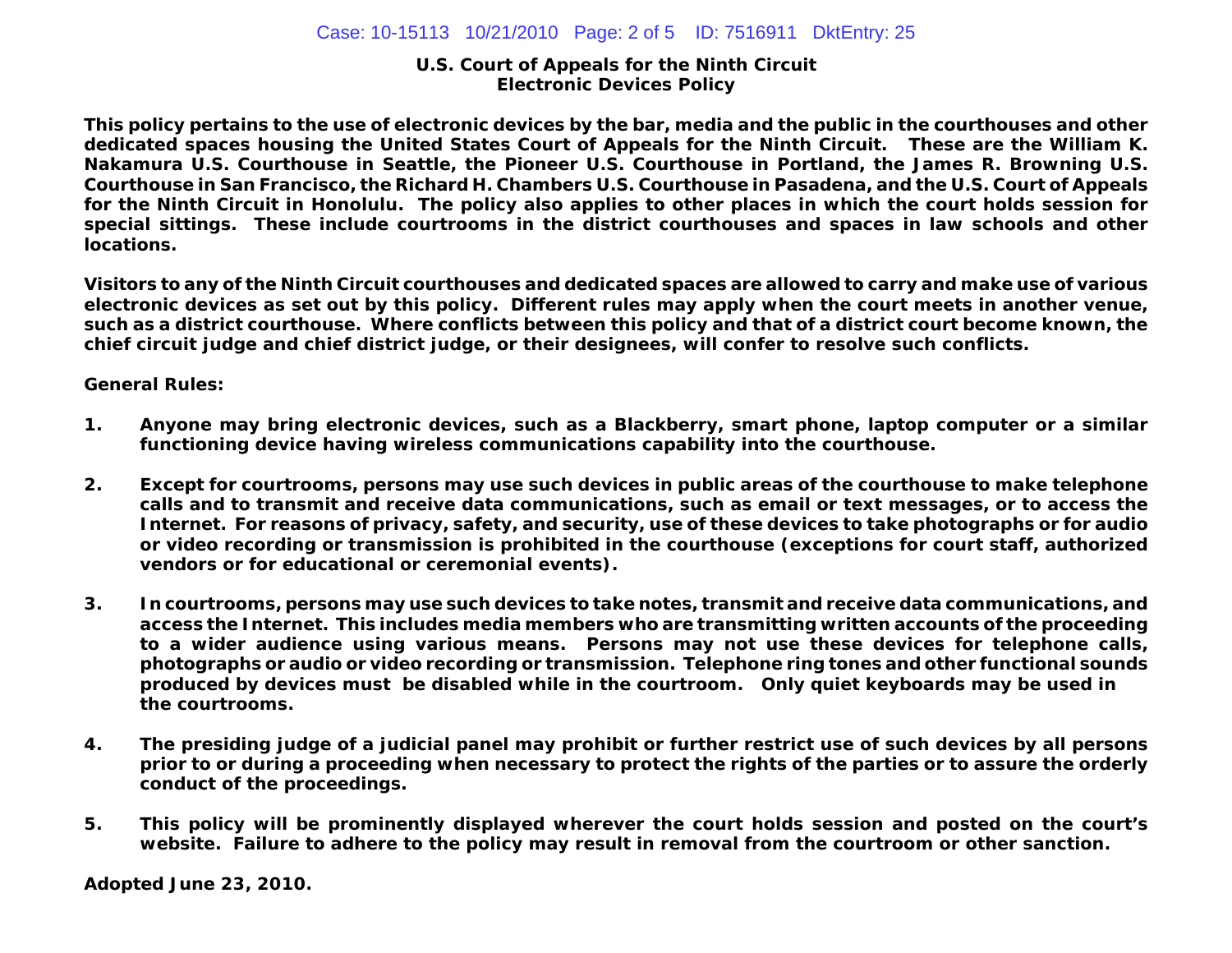**U.S. Court of Appeals for the Ninth Circuit**
**Electronic Devices Policy**

**This policy pertains to the use of electronic devices by the bar, media and the public in the courthouses and other dedicated spaces housing the United States Court of Appeals for the Ninth Circuit. These are the William K. Nakamura U.S. Courthouse in Seattle, the Pioneer U.S. Courthouse in Portland, the James R. Browning U.S. Courthouse in San Francisco, the Richard H. Chambers U.S. Courthouse in Pasadena, and the U.S. Court of Appeals for the Ninth Circuit in Honolulu. The policy also applies to other places in which the court holds session for special sittings. These include courtrooms in the district courthouses and spaces in law schools and other locations.**

**Visitors to any of the Ninth Circuit courthouses and dedicated spaces are allowed to carry and make use of various electronic devices as set out by this policy. Different rules may apply when the court meets in another venue, such as a district courthouse. Where conflicts between this policy and that of a district court become known, the chief circuit judge and chief district judge, or their designees, will confer to resolve such conflicts.**

**General Rules:**

1. **Anyone may bring electronic devices, such as a Blackberry, smart phone, laptop computer or a similar functioning device having wireless communications capability into the courthouse.**

2. **Except for courtrooms, persons may use such devices in public areas of the courthouse to make telephone calls and to transmit and receive data communications, such as email or text messages, or to access the Internet. For reasons of privacy, safety, and security, use of these devices to take photographs or for audio or video recording or transmission is prohibited in the courthouse (exceptions for court staff, authorized vendors or for educational or ceremonial events).**

3. **In courtrooms, persons may use such devices to take notes, transmit and receive data communications, and access the Internet. This includes media members who are transmitting written accounts of the proceeding to a wider audience using various means. Persons may not use these devices for telephone calls, photographs or audio or video recording or transmission. Telephone ring tones and other functional sounds produced by devices must be disabled while in the courtroom. Only quiet keyboards may be used in the courtrooms.**

4. **The presiding judge of a judicial panel may prohibit or further restrict use of such devices by all persons prior to or during a proceeding when necessary to protect the rights of the parties or to assure the orderly conduct of the proceedings.**

5. **This policy will be prominently displayed wherever the court holds session and posted on the court's website. Failure to adhere to the policy may result in removal from the courtroom or other sanction.**

**Adopted June 23, 2010.**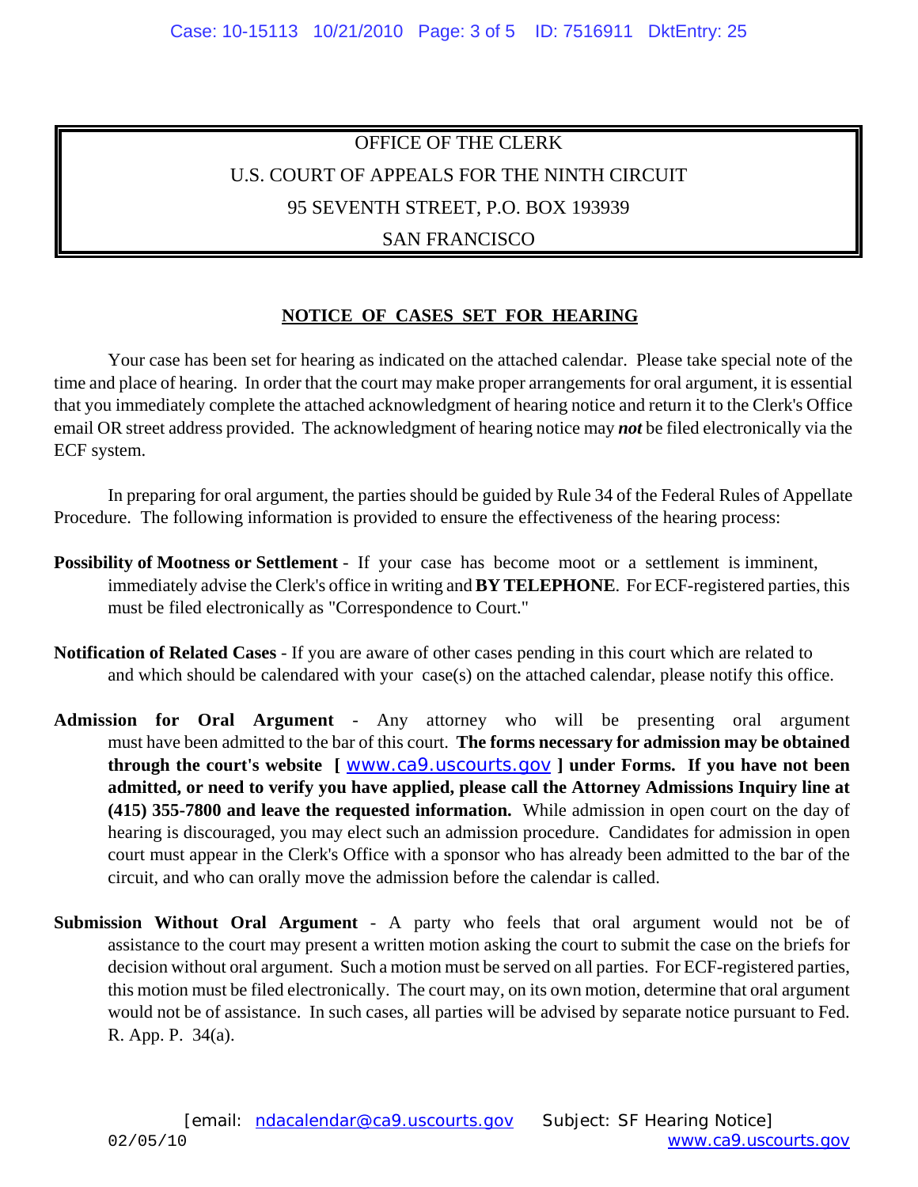OFFICE OF THE CLERK

U.S. COURT OF APPEALS FOR THE NINTH CIRCUIT

95 SEVENTH STREET, P.O. BOX 193939

SAN FRANCISCO

## NOTICE OF CASES SET FOR HEARING

Your case has been set for hearing as indicated on the attached calendar. Please take special note of the time and place of hearing. In order that the court may make proper arrangements for oral argument, it is essential that you immediately complete the attached acknowledgment of hearing notice and return it to the Clerk's Office email OR street address provided. The acknowledgment of hearing notice may ***not*** be filed electronically via the ECF system.

In preparing for oral argument, the parties should be guided by Rule 34 of the Federal Rules of Appellate Procedure. The following information is provided to ensure the effectiveness of the hearing process:

**Possibility of Mootness or Settlement** - If your case has become moot or a settlement is imminent, immediately advise the Clerk's office in writing and **BY TELEPHONE**. For ECF-registered parties, this must be filed electronically as "Correspondence to Court."

**Notification of Related Cases** - If you are aware of other cases pending in this court which are related to and which should be calendared with your case(s) on the attached calendar, please notify this office.

**Admission for Oral Argument** - Any attorney who will be presenting oral argument must have been admitted to the bar of this court. **The forms necessary for admission may be obtained through the court's website [ www.ca9.uscourts.gov ] under Forms. If you have not been admitted, or need to verify you have applied, please call the Attorney Admissions Inquiry line at (415) 355-7800 and leave the requested information.** While admission in open court on the day of hearing is discouraged, you may elect such an admission procedure. Candidates for admission in open court must appear in the Clerk's Office with a sponsor who has already been admitted to the bar of the circuit, and who can orally move the admission before the calendar is called.

**Submission Without Oral Argument** - A party who feels that oral argument would not be of assistance to the court may present a written motion asking the court to submit the case on the briefs for decision without oral argument. Such a motion must be served on all parties. For ECF-registered parties, this motion must be filed electronically. The court may, on its own motion, determine that oral argument would not be of assistance. In such cases, all parties will be advised by separate notice pursuant to Fed. R. App. P. 34(a).

[email: ndacalendar@ca9.uscourts.gov Subject: SF Hearing Notice]

02/05/10 www.ca9.uscourts.gov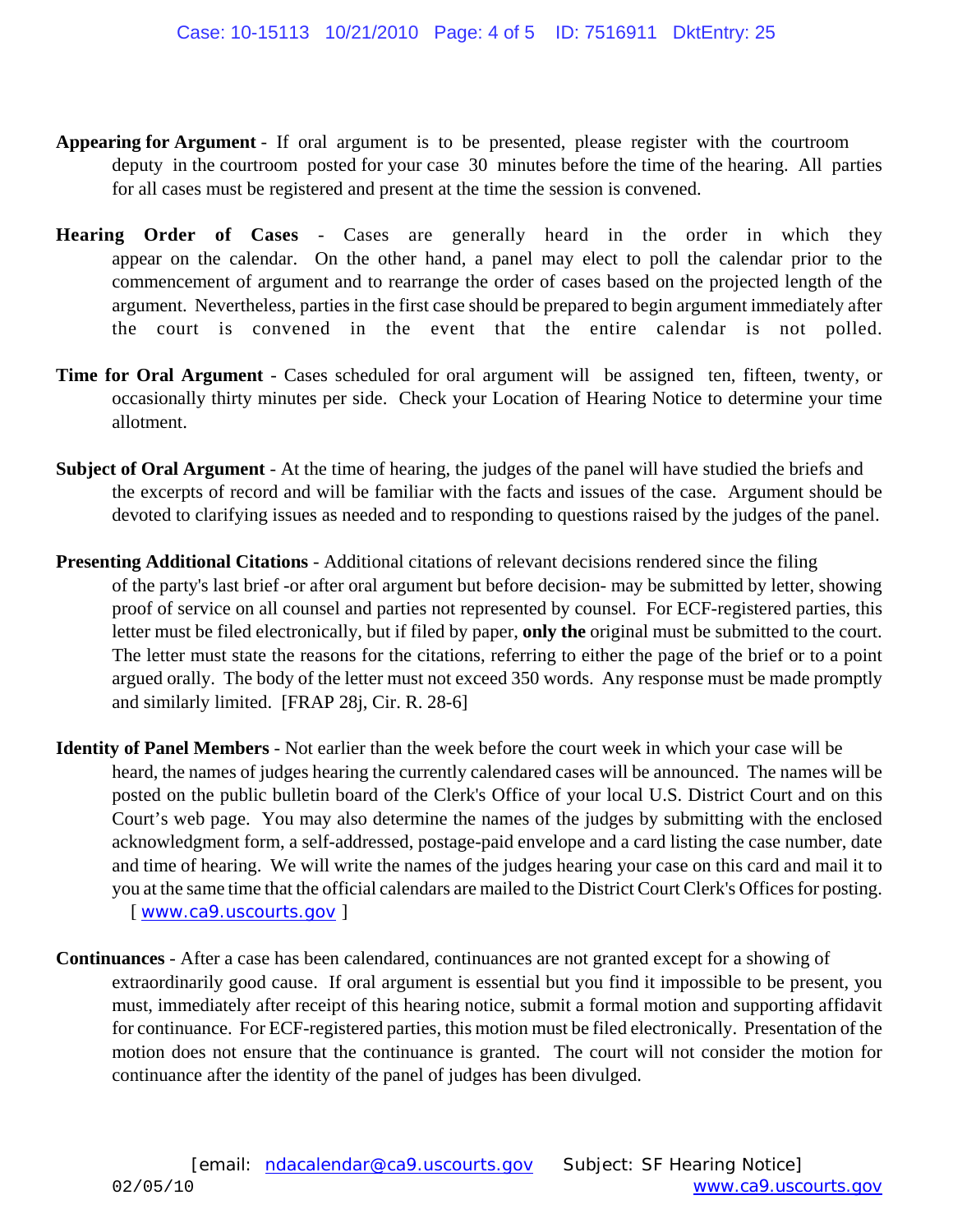**Appearing for Argument** - If oral argument is to be presented, please register with the courtroom deputy in the courtroom posted for your case 30 minutes before the time of the hearing. All parties for all cases must be registered and present at the time the session is convened.

**Hearing Order of Cases** - Cases are generally heard in the order in which they appear on the calendar. On the other hand, a panel may elect to poll the calendar prior to the commencement of argument and to rearrange the order of cases based on the projected length of the argument. Nevertheless, parties in the first case should be prepared to begin argument immediately after the court is convened in the event that the entire calendar is not polled.

**Time for Oral Argument** - Cases scheduled for oral argument will be assigned ten, fifteen, twenty, or occasionally thirty minutes per side. Check your Location of Hearing Notice to determine your time allotment.

**Subject of Oral Argument** - At the time of hearing, the judges of the panel will have studied the briefs and the excerpts of record and will be familiar with the facts and issues of the case. Argument should be devoted to clarifying issues as needed and to responding to questions raised by the judges of the panel.

**Presenting Additional Citations** - Additional citations of relevant decisions rendered since the filing of the party's last brief -or after oral argument but before decision- may be submitted by letter, showing proof of service on all counsel and parties not represented by counsel. For ECF-registered parties, this letter must be filed electronically, but if filed by paper, **only the** original must be submitted to the court. The letter must state the reasons for the citations, referring to either the page of the brief or to a point argued orally. The body of the letter must not exceed 350 words. Any response must be made promptly and similarly limited. [FRAP 28j, Cir. R. 28-6]

**Identity of Panel Members** - Not earlier than the week before the court week in which your case will be heard, the names of judges hearing the currently calendared cases will be announced. The names will be posted on the public bulletin board of the Clerk's Office of your local U.S. District Court and on this Court's web page. You may also determine the names of the judges by submitting with the enclosed acknowledgment form, a self-addressed, postage-paid envelope and a card listing the case number, date and time of hearing. We will write the names of the judges hearing your case on this card and mail it to you at the same time that the official calendars are mailed to the District Court Clerk's Offices for posting. [ www.ca9.uscourts.gov ]

**Continuances** - After a case has been calendared, continuances are not granted except for a showing of extraordinarily good cause. If oral argument is essential but you find it impossible to be present, you must, immediately after receipt of this hearing notice, submit a formal motion and supporting affidavit for continuance. For ECF-registered parties, this motion must be filed electronically. Presentation of the motion does not ensure that the continuance is granted. The court will not consider the motion for continuance after the identity of the panel of judges has been divulged.

[email: ndacalendar@ca9.uscourts.gov Subject: SF Hearing Notice]

02/05/10 www.ca9.uscourts.gov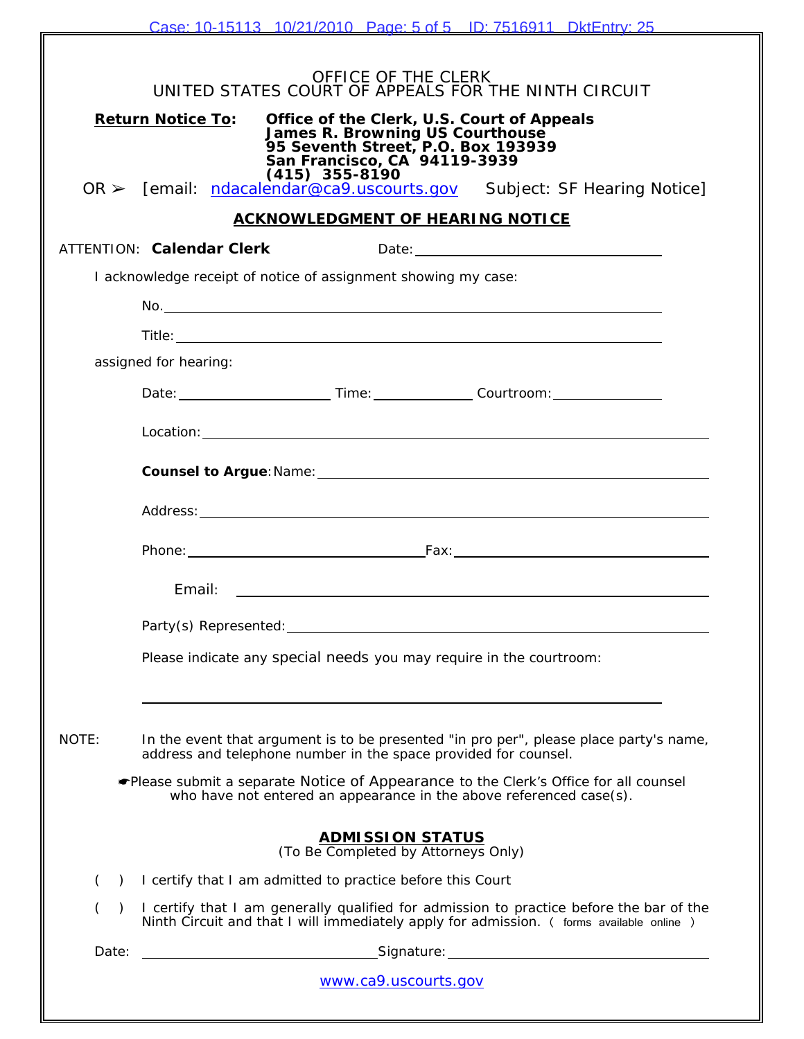OFFICE OF THE CLERK
UNITED STATES COURT OF APPEALS FOR THE NINTH CIRCUIT

**Return Notice To:** **Office of the Clerk, U.S. Court of Appeals**
**James R. Browning US Courthouse**
**95 Seventh Street, P.O. Box 193939**
**San Francisco, CA 94119-3939**
**(415) 355-8190**

OR ➢ [email: ndacalendar@ca9.uscourts.gov Subject: SF Hearing Notice]

## ACKNOWLEDGMENT OF HEARING NOTICE

ATTENTION: **Calendar Clerk** Date: ______________________

I acknowledge receipt of notice of assignment showing my case:

No. ______________________________________________

Title: ______________________________________________

assigned for hearing:

Date: ______________ Time: __________ Courtroom: __________

Location: ______________________________________________

**Counsel to Argue**: Name: ______________________________________________

Address: ______________________________________________

Phone: ______________________ Fax: ______________________

Email: ______________________________________________

Party(s) Represented: ______________________________________________

Please indicate any special needs you may require in the courtroom:

______________________________________________

NOTE: In the event that argument is to be presented "in pro per", please place party's name, address and telephone number in the space provided for counsel.

☛Please submit a separate Notice of Appearance to the Clerk's Office for all counsel who have not entered an appearance in the above referenced case(s).

## ADMISSION STATUS

(To Be Completed by Attorneys Only)

( ) I certify that I am admitted to practice before this Court

( ) I certify that I am generally qualified for admission to practice before the bar of the Ninth Circuit and that I will immediately apply for admission. ( forms available online )

Date: ______________________ Signature: ______________________

www.ca9.uscourts.gov